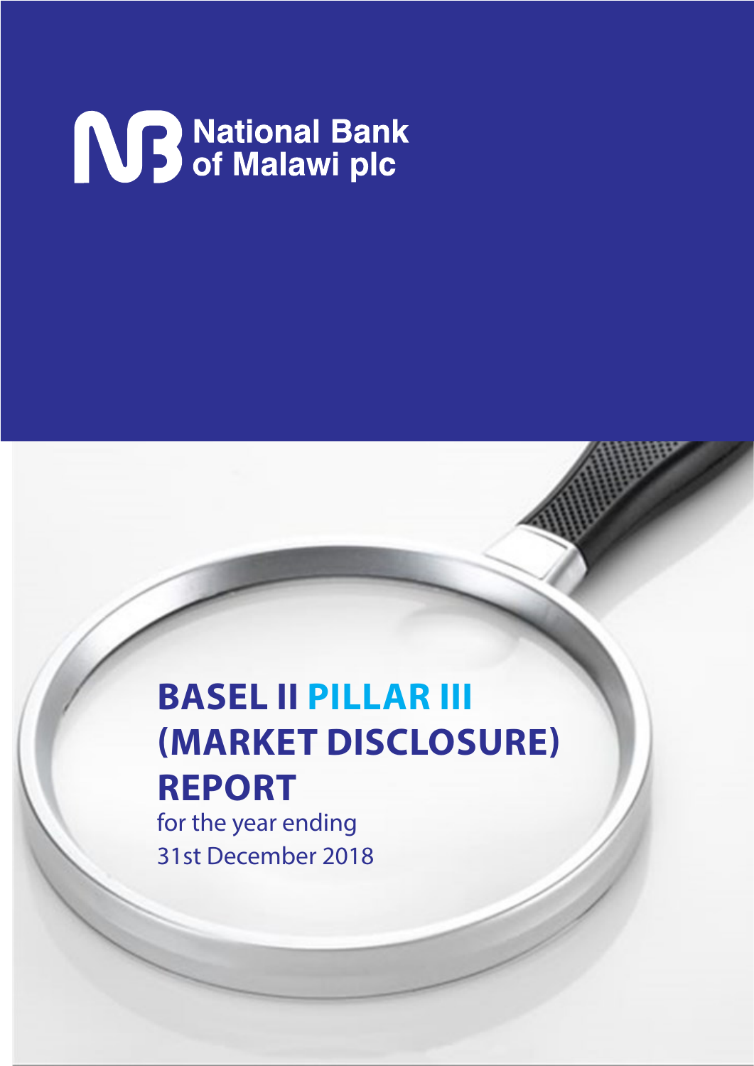National Bank of Malawi plc

# BASEL II PILLAR III (MARKET DISCLOSURE) REPORT

for the year ending 31st December 2018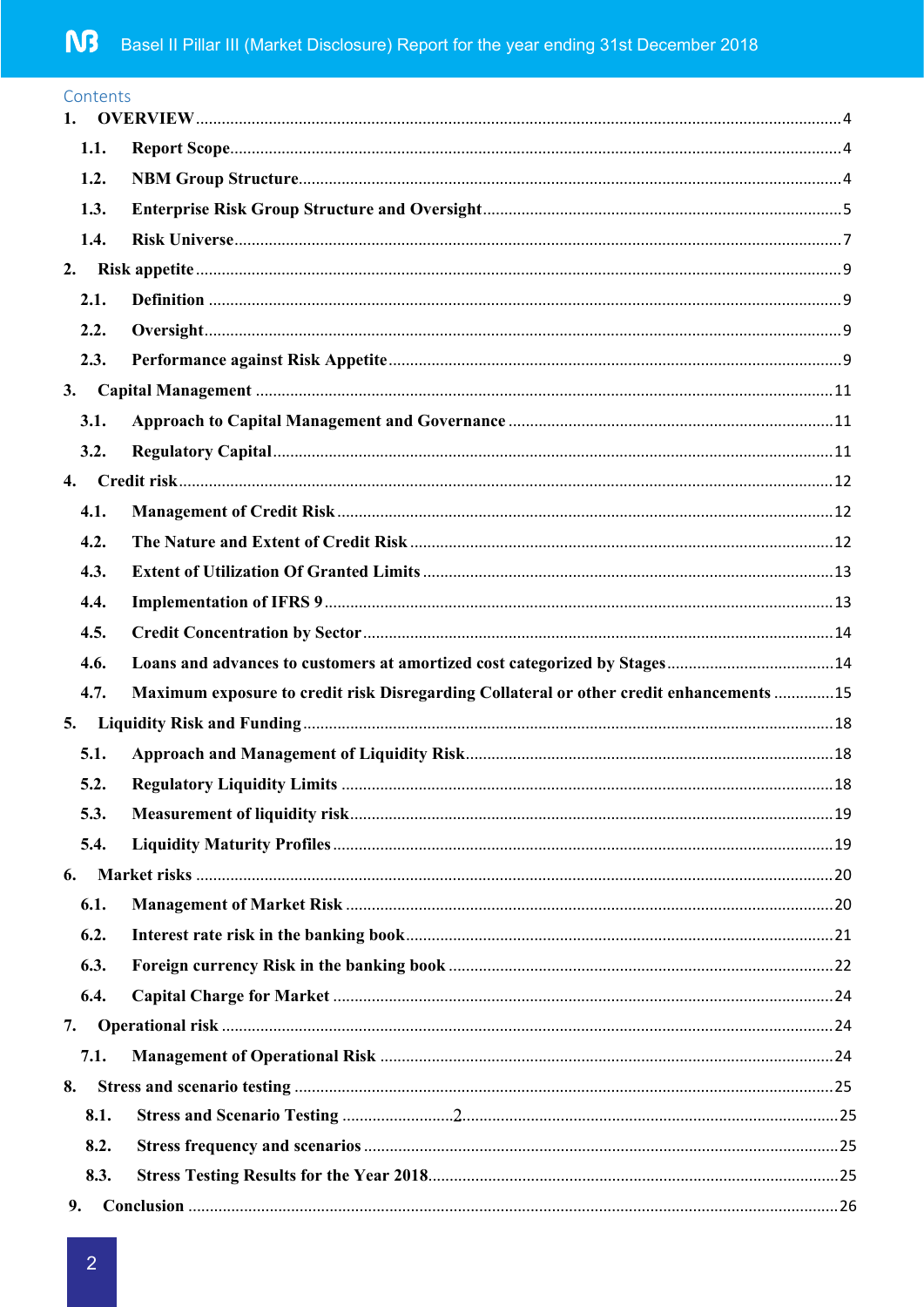Contents

1. OVERVIEW ..................................................................................................................4
   1.1. Report Scope ..........................................................................................................4
   1.2. NBM Group Structure ............................................................................................4
   1.3. Enterprise Risk Group Structure and Oversight .....................................................5
   1.4. Risk Universe .........................................................................................................7
2. Risk appetite ..............................................................................................................9
   2.1. Definition ...............................................................................................................9
   2.2. Oversight ...............................................................................................................9
   2.3. Performance against Risk Appetite .......................................................................9
3. Capital Management ...................................................................................................11
   3.1. Approach to Capital Management and Governance ............................................11
   3.2. Regulatory Capital ...............................................................................................11
4. Credit risk .................................................................................................................12
   4.1. Management of Credit Risk ..................................................................................12
   4.2. The Nature and Extent of Credit Risk ..................................................................12
   4.3. Extent of Utilization Of Granted Limits ................................................................13
   4.4. Implementation of IFRS 9 .....................................................................................13
   4.5. Credit Concentration by Sector .............................................................................14
   4.6. Loans and advances to customers at amortized cost categorized by Stages .........14
   4.7. Maximum exposure to credit risk Disregarding Collateral or other credit enhancements .............15
5. Liquidity Risk and Funding .......................................................................................18
   5.1. Approach and Management of Liquidity Risk .......................................................18
   5.2. Regulatory Liquidity Limits .................................................................................18
   5.3. Measurement of liquidity risk ...............................................................................19
   5.4. Liquidity Maturity Profiles ...................................................................................19
6. Market risks ..............................................................................................................20
   6.1. Management of Market Risk ................................................................................20
   6.2. Interest rate risk in the banking book ..................................................................21
   6.3. Foreign currency Risk in the banking book .........................................................22
   6.4. Capital Charge for Market ....................................................................................24
7. Operational risk .........................................................................................................24
   7.1. Management of Operational Risk ........................................................................24
8. Stress and scenario testing ........................................................................................25
   8.1. Stress and Scenario Testing ..................................................................................25
   8.2. Stress frequency and scenarios .............................................................................25
   8.3. Stress Testing Results for the Year 2018 ..............................................................25
9. Conclusion ................................................................................................................26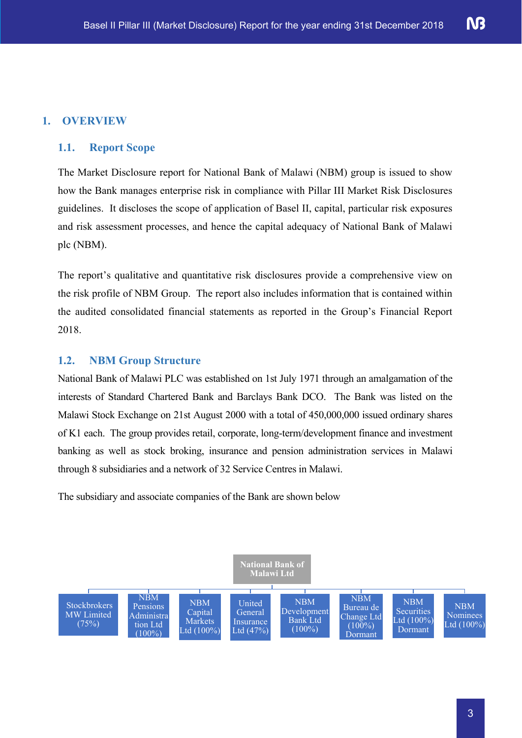# 1. OVERVIEW

## 1.1. Report Scope

The Market Disclosure report for National Bank of Malawi (NBM) group is issued to show how the Bank manages enterprise risk in compliance with Pillar III Market Risk Disclosures guidelines. It discloses the scope of application of Basel II, capital, particular risk exposures and risk assessment processes, and hence the capital adequacy of National Bank of Malawi plc (NBM).

The report's qualitative and quantitative risk disclosures provide a comprehensive view on the risk profile of NBM Group. The report also includes information that is contained within the audited consolidated financial statements as reported in the Group's Financial Report 2018.

## 1.2. NBM Group Structure

National Bank of Malawi PLC was established on 1st July 1971 through an amalgamation of the interests of Standard Chartered Bank and Barclays Bank DCO. The Bank was listed on the Malawi Stock Exchange on 21st August 2000 with a total of 450,000,000 issued ordinary shares of K1 each. The group provides retail, corporate, long-term/development finance and investment banking as well as stock broking, insurance and pension administration services in Malawi through 8 subsidiaries and a network of 32 Service Centres in Malawi.

The subsidiary and associate companies of the Bank are shown below

**National Bank of Malawi Ltd**

- Stockbrokers MW Limited (75%)
- NBM Pensions Administration Ltd (100%)
- NBM Capital Markets Ltd (100%)
- United General Insurance Ltd (47%)
- NBM Development Bank Ltd (100%)
- NBM Bureau de Change Ltd (100%) Dormant
- NBM Securities Ltd (100%) Dormant
- NBM Nominees Ltd (100%)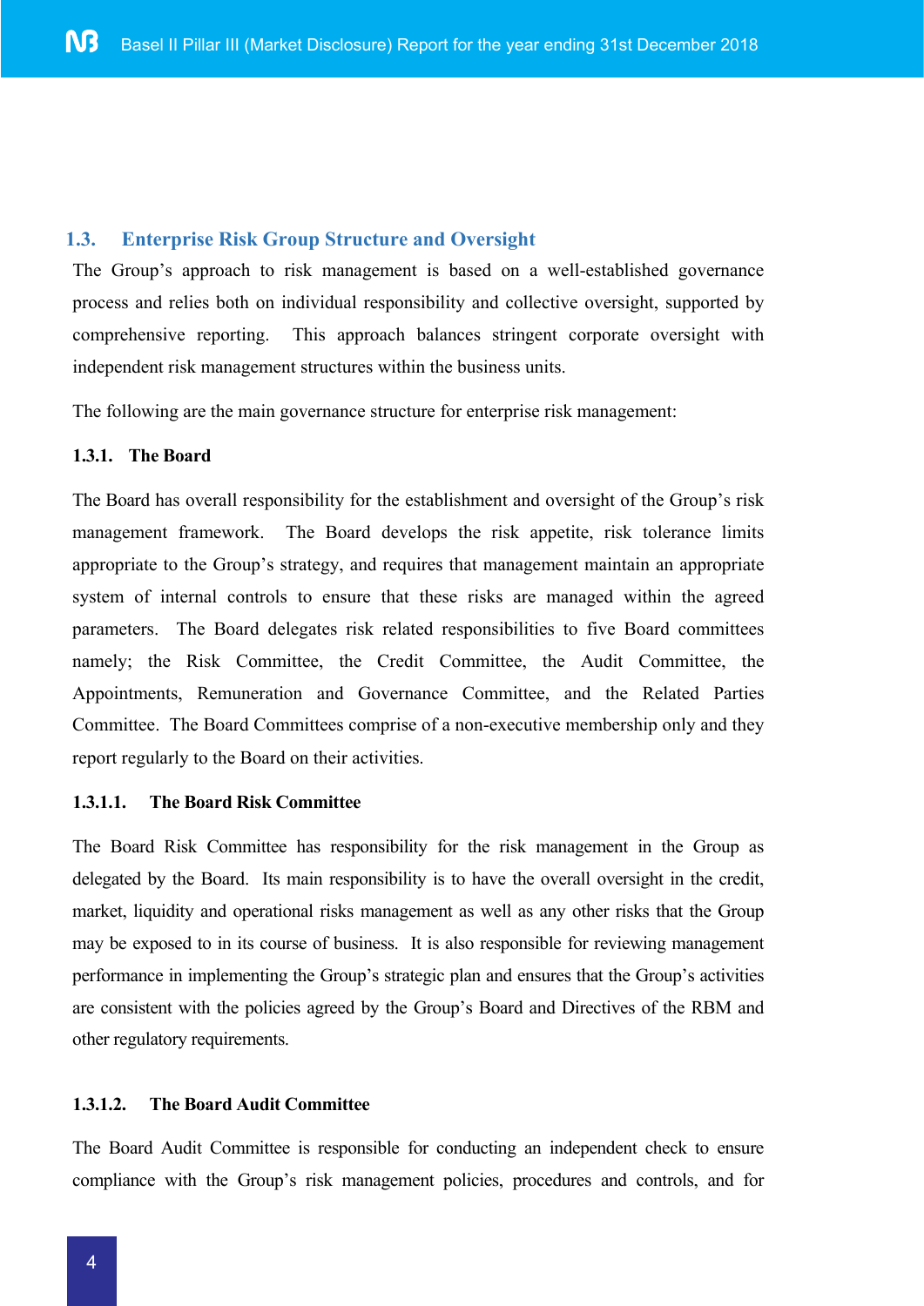## 1.3. Enterprise Risk Group Structure and Oversight

The Group's approach to risk management is based on a well-established governance process and relies both on individual responsibility and collective oversight, supported by comprehensive reporting. This approach balances stringent corporate oversight with independent risk management structures within the business units.

The following are the main governance structure for enterprise risk management:

### 1.3.1. The Board

The Board has overall responsibility for the establishment and oversight of the Group's risk management framework. The Board develops the risk appetite, risk tolerance limits appropriate to the Group's strategy, and requires that management maintain an appropriate system of internal controls to ensure that these risks are managed within the agreed parameters. The Board delegates risk related responsibilities to five Board committees namely; the Risk Committee, the Credit Committee, the Audit Committee, the Appointments, Remuneration and Governance Committee, and the Related Parties Committee. The Board Committees comprise of a non-executive membership only and they report regularly to the Board on their activities.

#### 1.3.1.1. The Board Risk Committee

The Board Risk Committee has responsibility for the risk management in the Group as delegated by the Board. Its main responsibility is to have the overall oversight in the credit, market, liquidity and operational risks management as well as any other risks that the Group may be exposed to in its course of business. It is also responsible for reviewing management performance in implementing the Group's strategic plan and ensures that the Group's activities are consistent with the policies agreed by the Group's Board and Directives of the RBM and other regulatory requirements.

#### 1.3.1.2. The Board Audit Committee

The Board Audit Committee is responsible for conducting an independent check to ensure compliance with the Group's risk management policies, procedures and controls, and for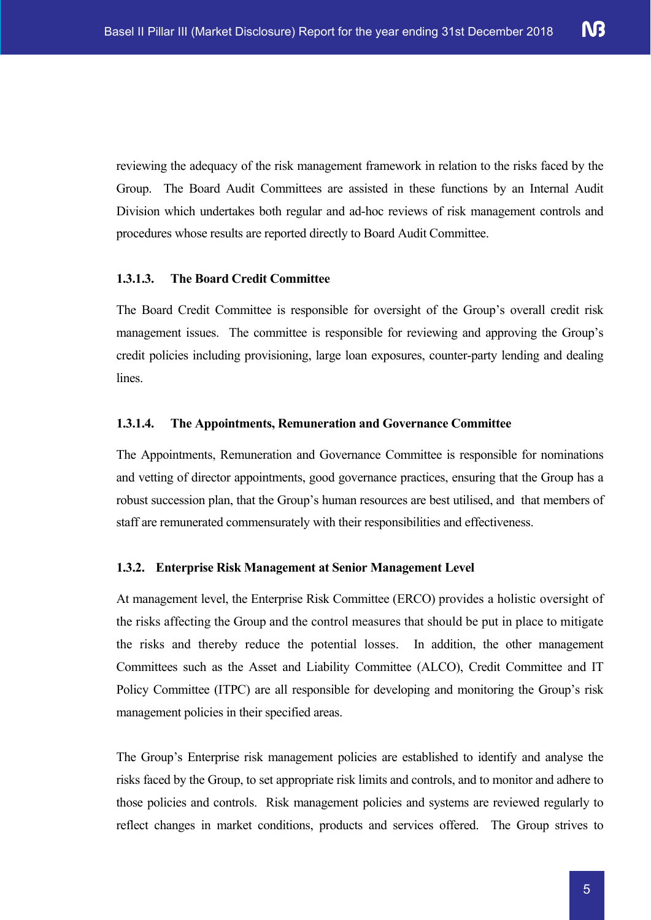reviewing the adequacy of the risk management framework in relation to the risks faced by the Group. The Board Audit Committees are assisted in these functions by an Internal Audit Division which undertakes both regular and ad-hoc reviews of risk management controls and procedures whose results are reported directly to Board Audit Committee.

#### 1.3.1.3. The Board Credit Committee

The Board Credit Committee is responsible for oversight of the Group's overall credit risk management issues. The committee is responsible for reviewing and approving the Group's credit policies including provisioning, large loan exposures, counter-party lending and dealing lines.

#### 1.3.1.4. The Appointments, Remuneration and Governance Committee

The Appointments, Remuneration and Governance Committee is responsible for nominations and vetting of director appointments, good governance practices, ensuring that the Group has a robust succession plan, that the Group's human resources are best utilised, and that members of staff are remunerated commensurately with their responsibilities and effectiveness.

### 1.3.2. Enterprise Risk Management at Senior Management Level

At management level, the Enterprise Risk Committee (ERCO) provides a holistic oversight of the risks affecting the Group and the control measures that should be put in place to mitigate the risks and thereby reduce the potential losses. In addition, the other management Committees such as the Asset and Liability Committee (ALCO), Credit Committee and IT Policy Committee (ITPC) are all responsible for developing and monitoring the Group's risk management policies in their specified areas.

The Group's Enterprise risk management policies are established to identify and analyse the risks faced by the Group, to set appropriate risk limits and controls, and to monitor and adhere to those policies and controls. Risk management policies and systems are reviewed regularly to reflect changes in market conditions, products and services offered. The Group strives to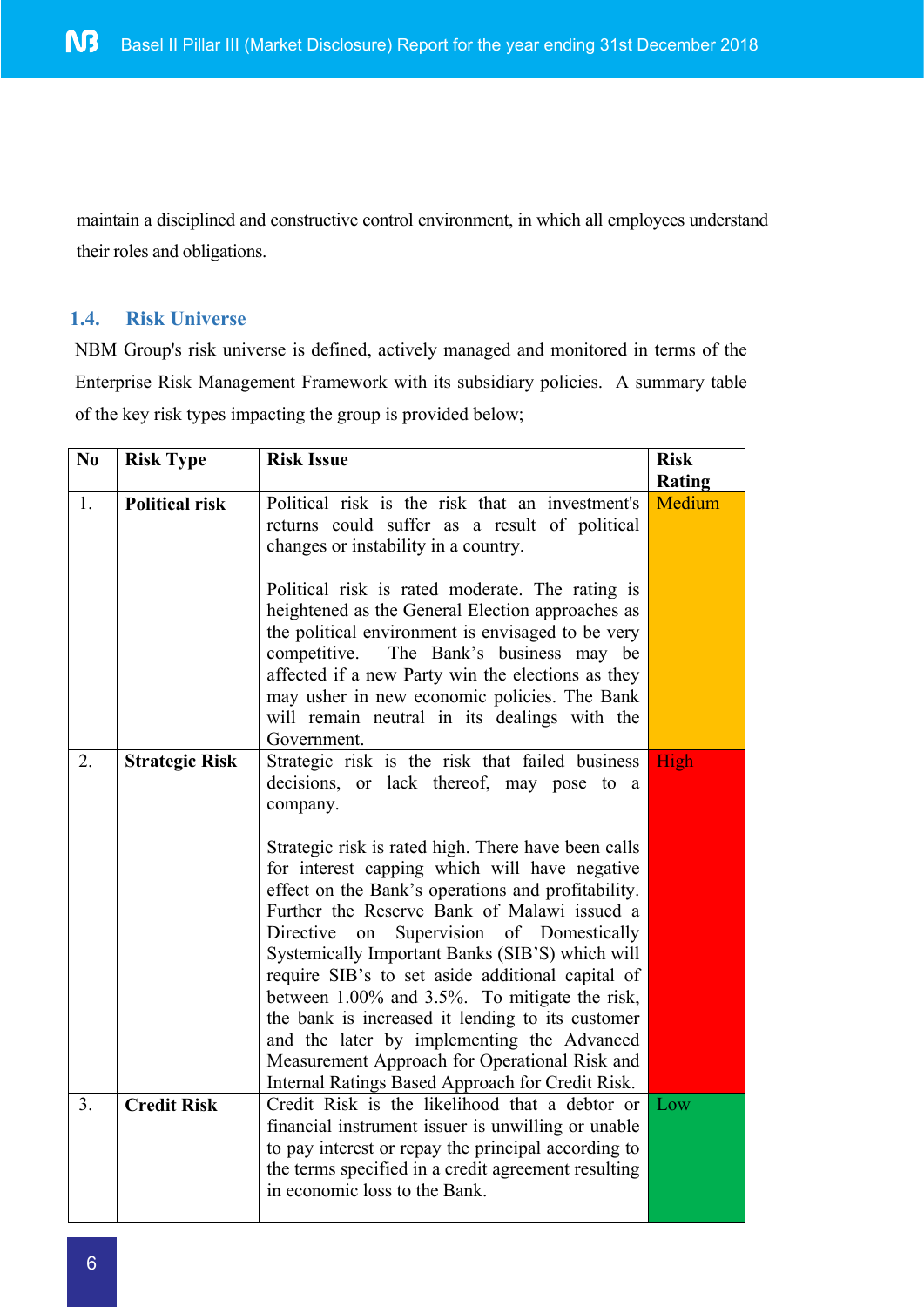maintain a disciplined and constructive control environment, in which all employees understand their roles and obligations.

### 1.4. Risk Universe

NBM Group's risk universe is defined, actively managed and monitored in terms of the Enterprise Risk Management Framework with its subsidiary policies. A summary table of the key risk types impacting the group is provided below;

| No | Risk Type | Risk Issue | Risk Rating |
|---|---|---|---|
| 1. | **Political risk** | Political risk is the risk that an investment's returns could suffer as a result of political changes or instability in a country.<br><br>Political risk is rated moderate. The rating is heightened as the General Election approaches as the political environment is envisaged to be very competitive. The Bank's business may be affected if a new Party win the elections as they may usher in new economic policies. The Bank will remain neutral in its dealings with the Government. | Medium |
| 2. | **Strategic Risk** | Strategic risk is the risk that failed business decisions, or lack thereof, may pose to a company.<br><br>Strategic risk is rated high. There have been calls for interest capping which will have negative effect on the Bank's operations and profitability. Further the Reserve Bank of Malawi issued a Directive on Supervision of Domestically Systemically Important Banks (SIB'S) which will require SIB's to set aside additional capital of between 1.00% and 3.5%. To mitigate the risk, the bank is increased it lending to its customer and the later by implementing the Advanced Measurement Approach for Operational Risk and Internal Ratings Based Approach for Credit Risk. | High |
| 3. | **Credit Risk** | Credit Risk is the likelihood that a debtor or financial instrument issuer is unwilling or unable to pay interest or repay the principal according to the terms specified in a credit agreement resulting in economic loss to the Bank. | Low |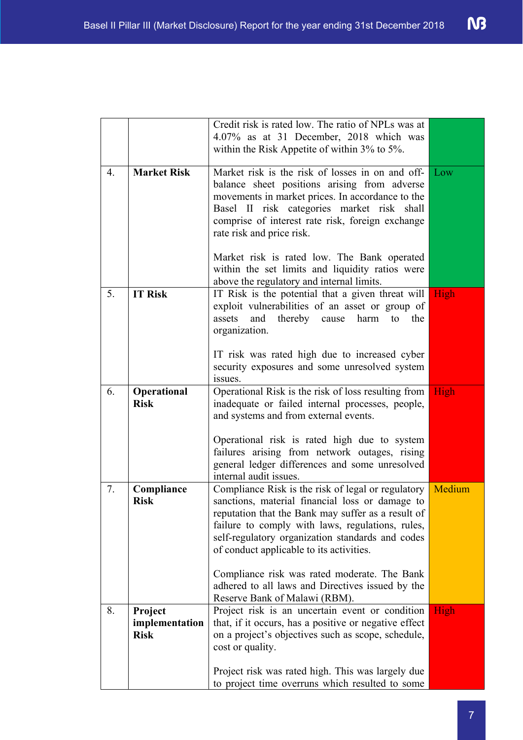| | | | |
|---|---|---|---|
| | | Credit risk is rated low. The ratio of NPLs was at 4.07% as at 31 December, 2018 which was within the Risk Appetite of within 3% to 5%. | |
| 4. | **Market Risk** | Market risk is the risk of losses in on and off-balance sheet positions arising from adverse movements in market prices. In accordance to the Basel II risk categories market risk shall comprise of interest rate risk, foreign exchange rate risk and price risk.<br><br>Market risk is rated low. The Bank operated within the set limits and liquidity ratios were above the regulatory and internal limits. | Low |
| 5. | **IT Risk** | IT Risk is the potential that a given threat will exploit vulnerabilities of an asset or group of assets and thereby cause harm to the organization.<br><br>IT risk was rated high due to increased cyber security exposures and some unresolved system issues. | High |
| 6. | **Operational Risk** | Operational Risk is the risk of loss resulting from inadequate or failed internal processes, people, and systems and from external events.<br><br>Operational risk is rated high due to system failures arising from network outages, rising general ledger differences and some unresolved internal audit issues. | High |
| 7. | **Compliance Risk** | Compliance Risk is the risk of legal or regulatory sanctions, material financial loss or damage to reputation that the Bank may suffer as a result of failure to comply with laws, regulations, rules, self-regulatory organization standards and codes of conduct applicable to its activities.<br><br>Compliance risk was rated moderate. The Bank adhered to all laws and Directives issued by the Reserve Bank of Malawi (RBM). | Medium |
| 8. | **Project implementation Risk** | Project risk is an uncertain event or condition that, if it occurs, has a positive or negative effect on a project's objectives such as scope, schedule, cost or quality.<br><br>Project risk was rated high. This was largely due to project time overruns which resulted to some | High |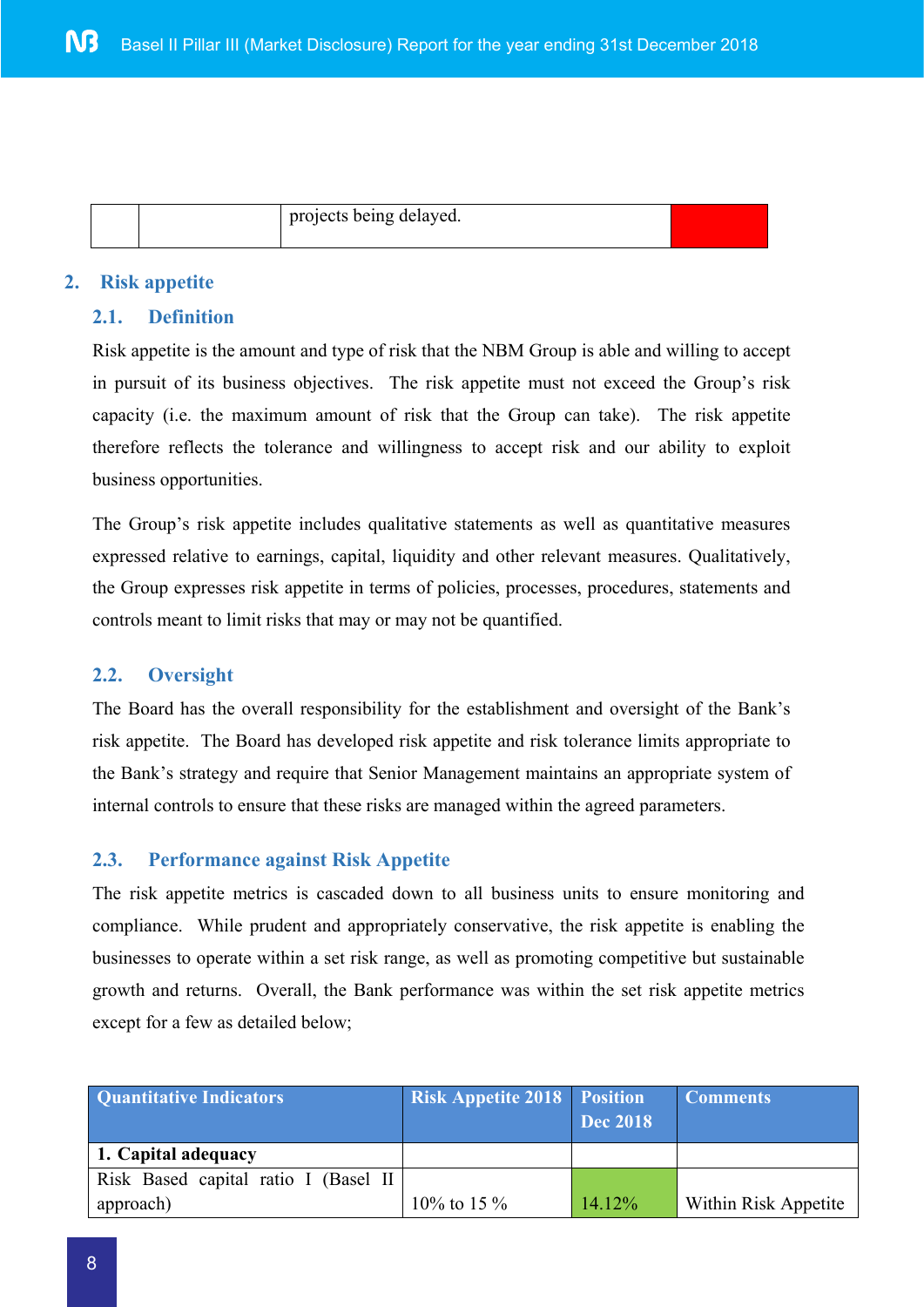| | | projects being delayed. | |
|---|---|---|---|

## 2. Risk appetite

### 2.1. Definition

Risk appetite is the amount and type of risk that the NBM Group is able and willing to accept in pursuit of its business objectives. The risk appetite must not exceed the Group's risk capacity (i.e. the maximum amount of risk that the Group can take). The risk appetite therefore reflects the tolerance and willingness to accept risk and our ability to exploit business opportunities.

The Group's risk appetite includes qualitative statements as well as quantitative measures expressed relative to earnings, capital, liquidity and other relevant measures. Qualitatively, the Group expresses risk appetite in terms of policies, processes, procedures, statements and controls meant to limit risks that may or may not be quantified.

### 2.2. Oversight

The Board has the overall responsibility for the establishment and oversight of the Bank's risk appetite. The Board has developed risk appetite and risk tolerance limits appropriate to the Bank's strategy and require that Senior Management maintains an appropriate system of internal controls to ensure that these risks are managed within the agreed parameters.

### 2.3. Performance against Risk Appetite

The risk appetite metrics is cascaded down to all business units to ensure monitoring and compliance. While prudent and appropriately conservative, the risk appetite is enabling the businesses to operate within a set risk range, as well as promoting competitive but sustainable growth and returns. Overall, the Bank performance was within the set risk appetite metrics except for a few as detailed below;

| Quantitative Indicators | Risk Appetite 2018 | Position Dec 2018 | Comments |
|---|---|---|---|
| **1. Capital adequacy** | | | |
| Risk Based capital ratio I (Basel II approach) | 10% to 15 % | 14.12% | Within Risk Appetite |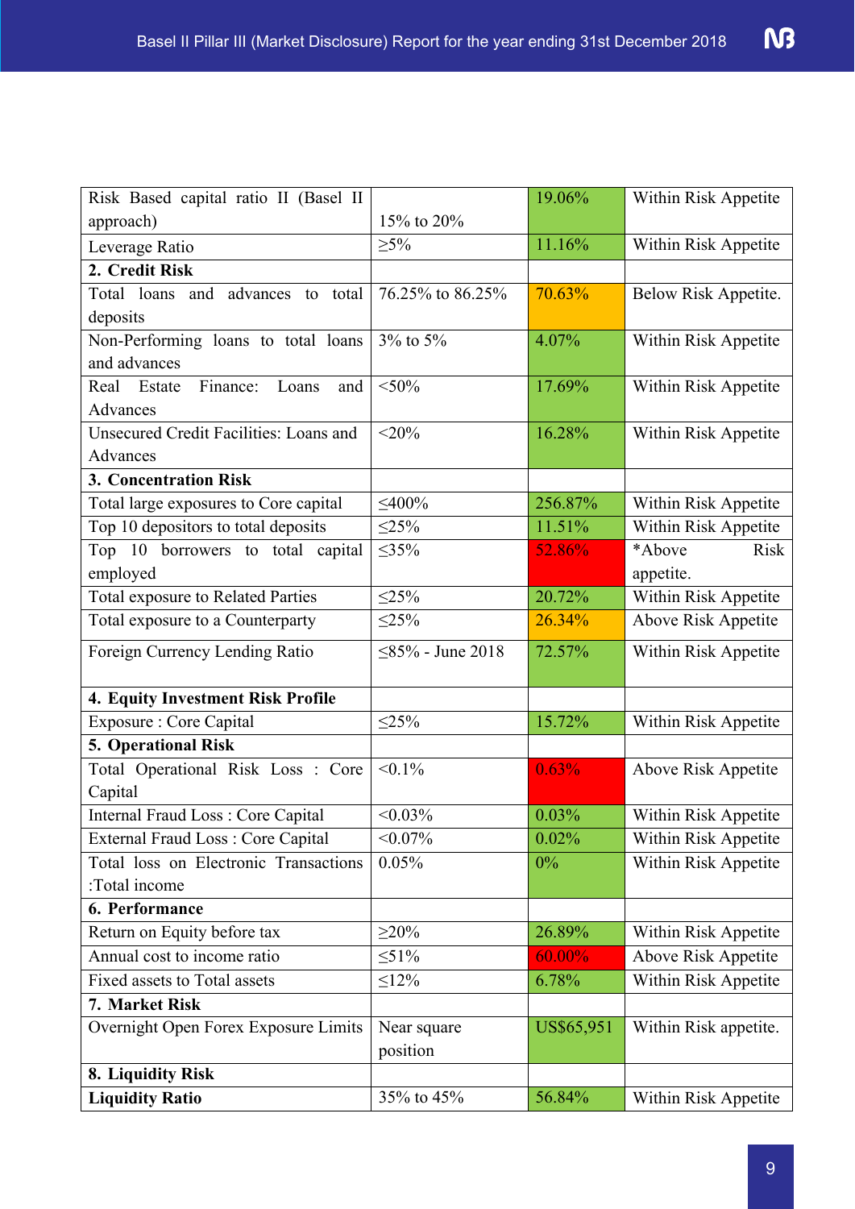| Risk Based capital ratio II (Basel II approach) | 15% to 20% | 19.06% | Within Risk Appetite |
|---|---|---|---|
| Leverage Ratio | ≥5% | 11.16% | Within Risk Appetite |
| **2. Credit Risk** | | | |
| Total loans and advances to total deposits | 76.25% to 86.25% | 70.63% | Below Risk Appetite. |
| Non-Performing loans to total loans and advances | 3% to 5% | 4.07% | Within Risk Appetite |
| Real Estate Finance: Loans and Advances | <50% | 17.69% | Within Risk Appetite |
| Unsecured Credit Facilities: Loans and Advances | <20% | 16.28% | Within Risk Appetite |
| **3. Concentration Risk** | | | |
| Total large exposures to Core capital | ≤400% | 256.87% | Within Risk Appetite |
| Top 10 depositors to total deposits | ≤25% | 11.51% | Within Risk Appetite |
| Top 10 borrowers to total capital employed | ≤35% | 52.86% | *Above Risk appetite. |
| Total exposure to Related Parties | ≤25% | 20.72% | Within Risk Appetite |
| Total exposure to a Counterparty | ≤25% | 26.34% | Above Risk Appetite |
| Foreign Currency Lending Ratio | ≤85% - June 2018 | 72.57% | Within Risk Appetite |
| **4. Equity Investment Risk Profile** | | | |
| Exposure : Core Capital | ≤25% | 15.72% | Within Risk Appetite |
| **5. Operational Risk** | | | |
| Total Operational Risk Loss : Core Capital | <0.1% | 0.63% | Above Risk Appetite |
| Internal Fraud Loss : Core Capital | <0.03% | 0.03% | Within Risk Appetite |
| External Fraud Loss : Core Capital | <0.07% | 0.02% | Within Risk Appetite |
| Total loss on Electronic Transactions :Total income | 0.05% | 0% | Within Risk Appetite |
| **6. Performance** | | | |
| Return on Equity before tax | ≥20% | 26.89% | Within Risk Appetite |
| Annual cost to income ratio | ≤51% | 60.00% | Above Risk Appetite |
| Fixed assets to Total assets | ≤12% | 6.78% | Within Risk Appetite |
| **7. Market Risk** | | | |
| Overnight Open Forex Exposure Limits | Near square position | US$65,951 | Within Risk appetite. |
| **8. Liquidity Risk** | | | |
| **Liquidity Ratio** | 35% to 45% | 56.84% | Within Risk Appetite |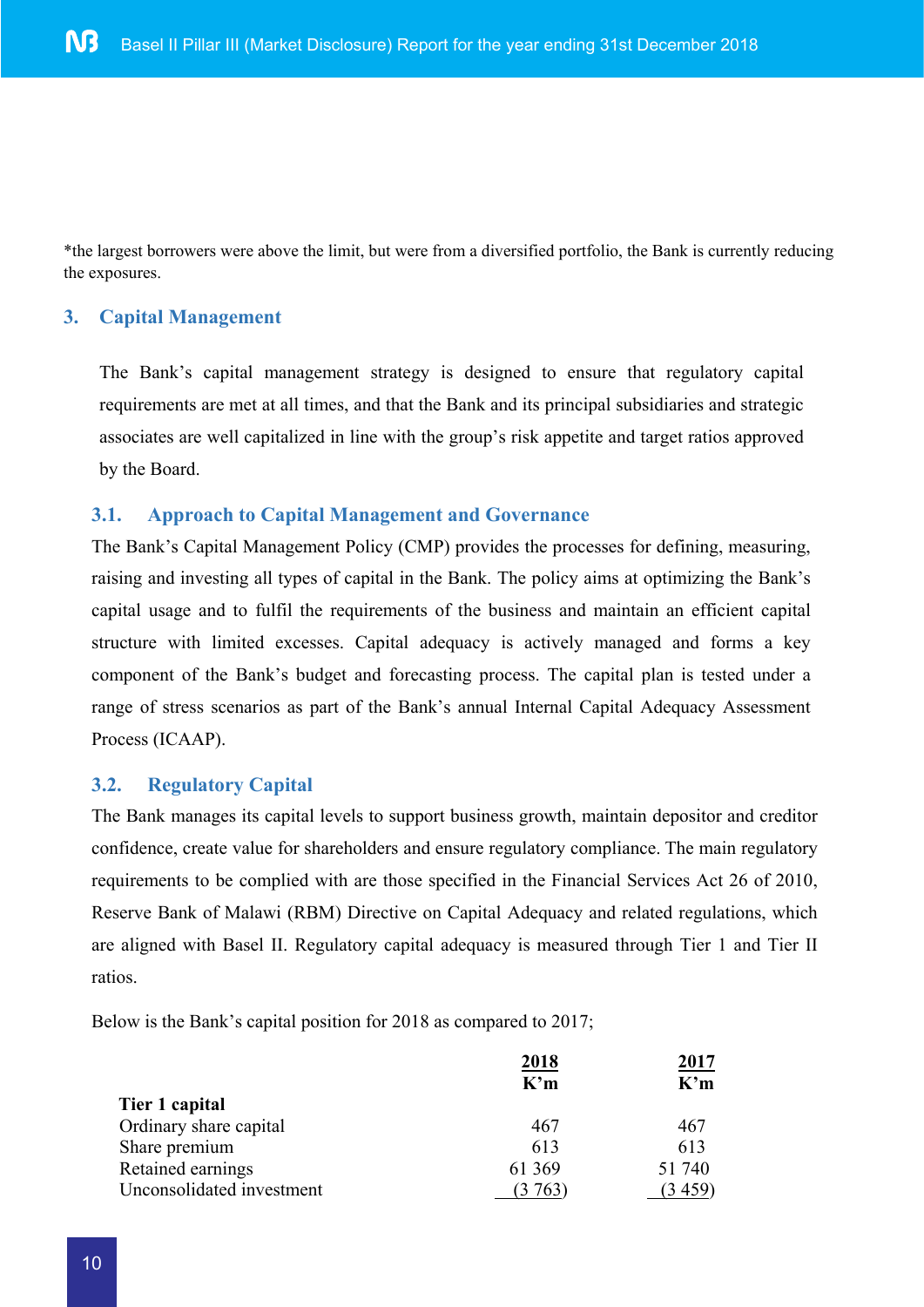*the largest borrowers were above the limit, but were from a diversified portfolio, the Bank is currently reducing the exposures.

## 3. Capital Management

The Bank's capital management strategy is designed to ensure that regulatory capital requirements are met at all times, and that the Bank and its principal subsidiaries and strategic associates are well capitalized in line with the group's risk appetite and target ratios approved by the Board.

### 3.1. Approach to Capital Management and Governance

The Bank's Capital Management Policy (CMP) provides the processes for defining, measuring, raising and investing all types of capital in the Bank. The policy aims at optimizing the Bank's capital usage and to fulfil the requirements of the business and maintain an efficient capital structure with limited excesses. Capital adequacy is actively managed and forms a key component of the Bank's budget and forecasting process. The capital plan is tested under a range of stress scenarios as part of the Bank's annual Internal Capital Adequacy Assessment Process (ICAAP).

### 3.2. Regulatory Capital

The Bank manages its capital levels to support business growth, maintain depositor and creditor confidence, create value for shareholders and ensure regulatory compliance. The main regulatory requirements to be complied with are those specified in the Financial Services Act 26 of 2010, Reserve Bank of Malawi (RBM) Directive on Capital Adequacy and related regulations, which are aligned with Basel II. Regulatory capital adequacy is measured through Tier 1 and Tier II ratios.

Below is the Bank's capital position for 2018 as compared to 2017;

| | 2018<br>K'm | 2017<br>K'm |
|---|---|---|
| **Tier 1 capital** | | |
| Ordinary share capital | 467 | 467 |
| Share premium | 613 | 613 |
| Retained earnings | 61 369 | 51 740 |
| Unconsolidated investment | (3 763) | (3 459) |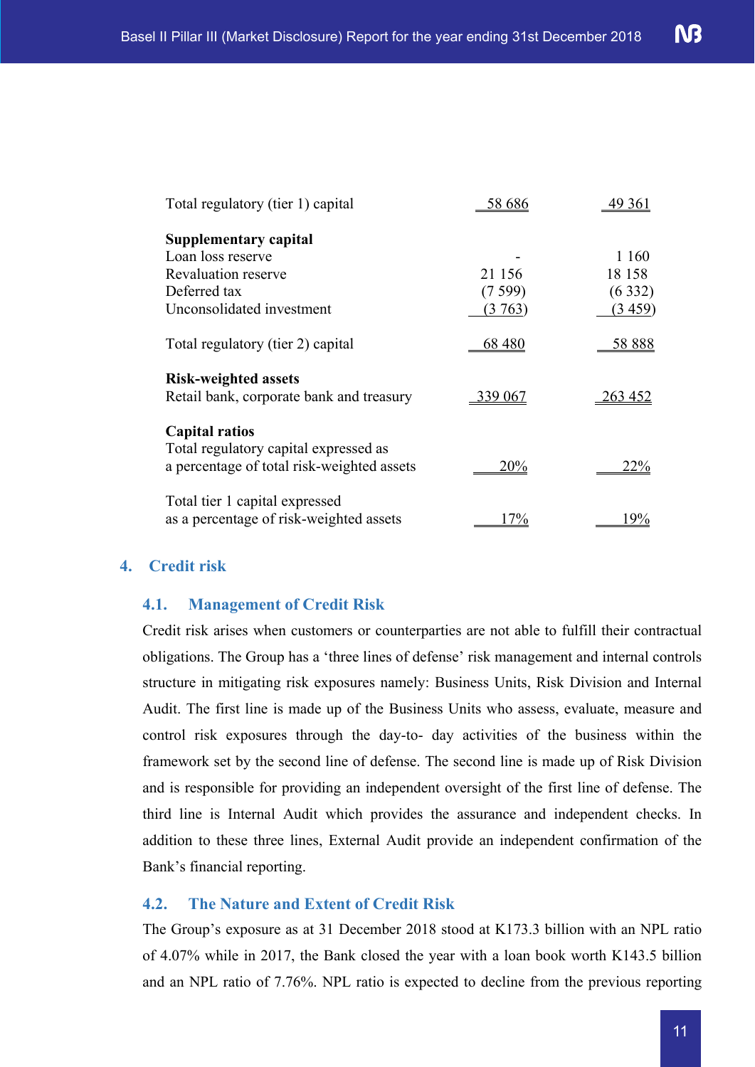| | | |
|---|---|---|
| Total regulatory (tier 1) capital | 58 686 | 49 361 |
| **Supplementary capital** | | |
| Loan loss reserve | - | 1 160 |
| Revaluation reserve | 21 156 | 18 158 |
| Deferred tax | (7 599) | (6 332) |
| Unconsolidated investment | (3 763) | (3 459) |
| Total regulatory (tier 2) capital | 68 480 | 58 888 |
| **Risk-weighted assets** | | |
| Retail bank, corporate bank and treasury | 339 067 | 263 452 |
| **Capital ratios** | | |
| Total regulatory capital expressed as a percentage of total risk-weighted assets | 20% | 22% |
| Total tier 1 capital expressed as a percentage of risk-weighted assets | 17% | 19% |

## 4. Credit risk

### 4.1. Management of Credit Risk

Credit risk arises when customers or counterparties are not able to fulfill their contractual obligations. The Group has a 'three lines of defense' risk management and internal controls structure in mitigating risk exposures namely: Business Units, Risk Division and Internal Audit. The first line is made up of the Business Units who assess, evaluate, measure and control risk exposures through the day-to- day activities of the business within the framework set by the second line of defense. The second line is made up of Risk Division and is responsible for providing an independent oversight of the first line of defense. The third line is Internal Audit which provides the assurance and independent checks. In addition to these three lines, External Audit provide an independent confirmation of the Bank's financial reporting.

### 4.2. The Nature and Extent of Credit Risk

The Group's exposure as at 31 December 2018 stood at K173.3 billion with an NPL ratio of 4.07% while in 2017, the Bank closed the year with a loan book worth K143.5 billion and an NPL ratio of 7.76%. NPL ratio is expected to decline from the previous reporting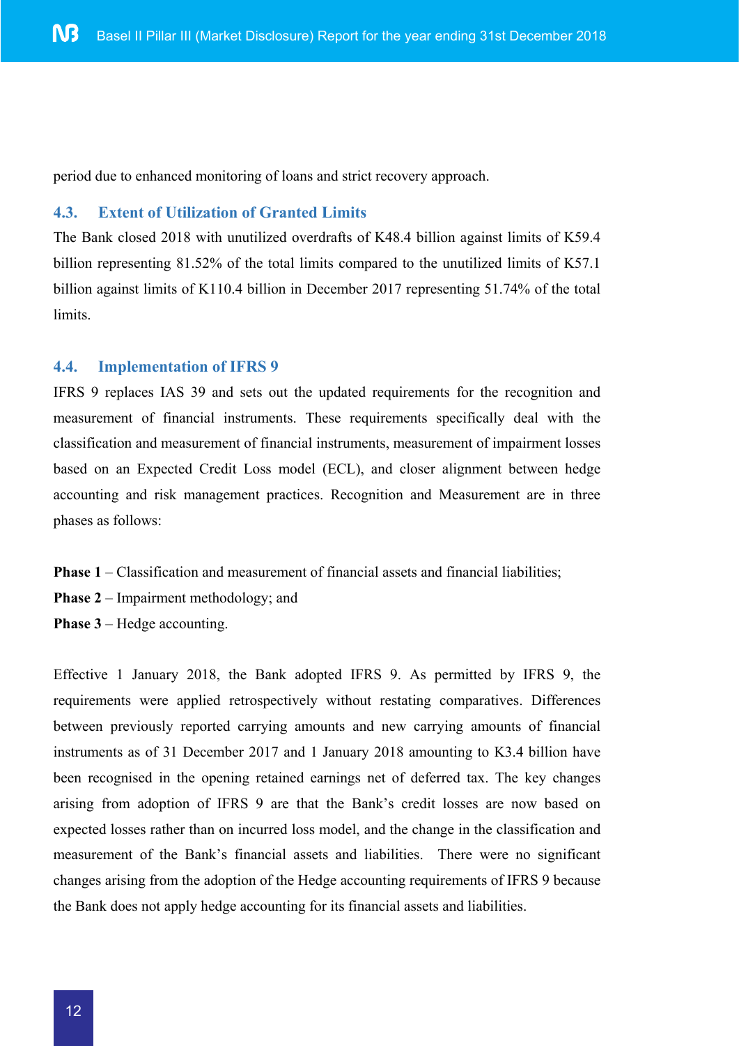period due to enhanced monitoring of loans and strict recovery approach.

### 4.3. Extent of Utilization of Granted Limits

The Bank closed 2018 with unutilized overdrafts of K48.4 billion against limits of K59.4 billion representing 81.52% of the total limits compared to the unutilized limits of K57.1 billion against limits of K110.4 billion in December 2017 representing 51.74% of the total limits.

### 4.4. Implementation of IFRS 9

IFRS 9 replaces IAS 39 and sets out the updated requirements for the recognition and measurement of financial instruments. These requirements specifically deal with the classification and measurement of financial instruments, measurement of impairment losses based on an Expected Credit Loss model (ECL), and closer alignment between hedge accounting and risk management practices. Recognition and Measurement are in three phases as follows:

**Phase 1** – Classification and measurement of financial assets and financial liabilities;
**Phase 2** – Impairment methodology; and
**Phase 3** – Hedge accounting.

Effective 1 January 2018, the Bank adopted IFRS 9. As permitted by IFRS 9, the requirements were applied retrospectively without restating comparatives. Differences between previously reported carrying amounts and new carrying amounts of financial instruments as of 31 December 2017 and 1 January 2018 amounting to K3.4 billion have been recognised in the opening retained earnings net of deferred tax. The key changes arising from adoption of IFRS 9 are that the Bank's credit losses are now based on expected losses rather than on incurred loss model, and the change in the classification and measurement of the Bank's financial assets and liabilities. There were no significant changes arising from the adoption of the Hedge accounting requirements of IFRS 9 because the Bank does not apply hedge accounting for its financial assets and liabilities.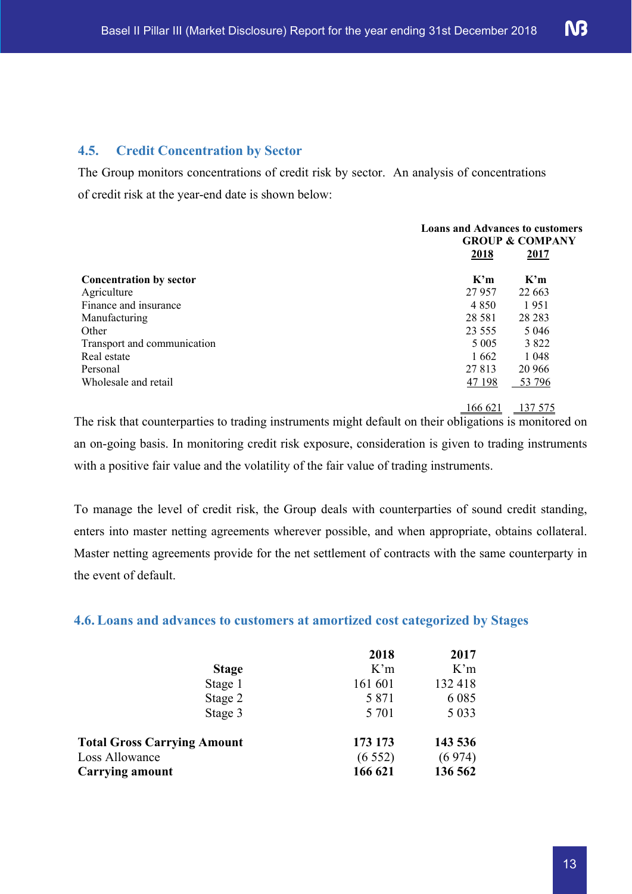## 4.5. Credit Concentration by Sector

The Group monitors concentrations of credit risk by sector. An analysis of concentrations of credit risk at the year-end date is shown below:

| | Loans and Advances to customers GROUP & COMPANY | |
|---|---|---|
| | 2018 | 2017 |
| **Concentration by sector** | **K'm** | **K'm** |
| Agriculture | 27 957 | 22 663 |
| Finance and insurance | 4 850 | 1 951 |
| Manufacturing | 28 581 | 28 283 |
| Other | 23 555 | 5 046 |
| Transport and communication | 5 005 | 3 822 |
| Real estate | 1 662 | 1 048 |
| Personal | 27 813 | 20 966 |
| Wholesale and retail | 47 198 | 53 796 |
| | 166 621 | 137 575 |

The risk that counterparties to trading instruments might default on their obligations is monitored on an on-going basis. In monitoring credit risk exposure, consideration is given to trading instruments with a positive fair value and the volatility of the fair value of trading instruments.

To manage the level of credit risk, the Group deals with counterparties of sound credit standing, enters into master netting agreements wherever possible, and when appropriate, obtains collateral. Master netting agreements provide for the net settlement of contracts with the same counterparty in the event of default.

## 4.6. Loans and advances to customers at amortized cost categorized by Stages

| | 2018 | 2017 |
|---|---|---|
| **Stage** | K'm | K'm |
| Stage 1 | 161 601 | 132 418 |
| Stage 2 | 5 871 | 6 085 |
| Stage 3 | 5 701 | 5 033 |
| **Total Gross Carrying Amount** | **173 173** | **143 536** |
| Loss Allowance | (6 552) | (6 974) |
| **Carrying amount** | **166 621** | **136 562** |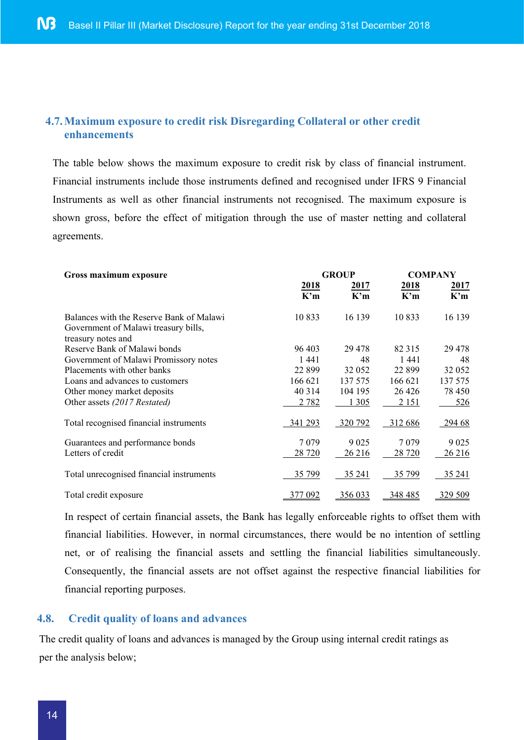## 4.7. Maximum exposure to credit risk Disregarding Collateral or other credit enhancements

The table below shows the maximum exposure to credit risk by class of financial instrument. Financial instruments include those instruments defined and recognised under IFRS 9 Financial Instruments as well as other financial instruments not recognised. The maximum exposure is shown gross, before the effect of mitigation through the use of master netting and collateral agreements.

| Gross maximum exposure | GROUP | | COMPANY | |
|---|---|---|---|---|
| | 2018 K'm | 2017 K'm | 2018 K'm | 2017 K'm |
| Balances with the Reserve Bank of Malawi | 10 833 | 16 139 | 10 833 | 16 139 |
| Government of Malawi treasury bills, treasury notes and Reserve Bank of Malawi bonds | 96 403 | 29 478 | 82 315 | 29 478 |
| Government of Malawi Promissory notes | 1 441 | 48 | 1 441 | 48 |
| Placements with other banks | 22 899 | 32 052 | 22 899 | 32 052 |
| Loans and advances to customers | 166 621 | 137 575 | 166 621 | 137 575 |
| Other money market deposits | 40 314 | 104 195 | 26 426 | 78 450 |
| Other assets *(2017 Restated)* | 2 782 | 1 305 | 2 151 | 526 |
| Total recognised financial instruments | 341 293 | 320 792 | 312 686 | 294 68 |
| Guarantees and performance bonds | 7 079 | 9 025 | 7 079 | 9 025 |
| Letters of credit | 28 720 | 26 216 | 28 720 | 26 216 |
| Total unrecognised financial instruments | 35 799 | 35 241 | 35 799 | 35 241 |
| Total credit exposure | 377 092 | 356 033 | 348 485 | 329 509 |

In respect of certain financial assets, the Bank has legally enforceable rights to offset them with financial liabilities. However, in normal circumstances, there would be no intention of settling net, or of realising the financial assets and settling the financial liabilities simultaneously. Consequently, the financial assets are not offset against the respective financial liabilities for financial reporting purposes.

## 4.8. Credit quality of loans and advances

The credit quality of loans and advances is managed by the Group using internal credit ratings as per the analysis below;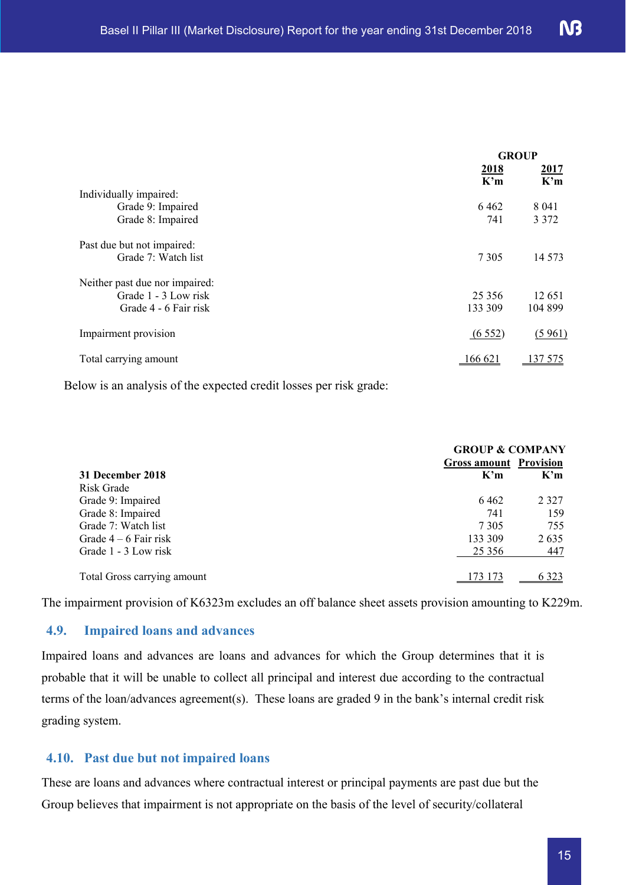| | GROUP | |
|---|---|---|
| | **2018** | **2017** |
| | **K'm** | **K'm** |
| Individually impaired: | | |
| Grade 9: Impaired | 6 462 | 8 041 |
| Grade 8: Impaired | 741 | 3 372 |
| Past due but not impaired: | | |
| Grade 7: Watch list | 7 305 | 14 573 |
| Neither past due nor impaired: | | |
| Grade 1 - 3 Low risk | 25 356 | 12 651 |
| Grade 4 - 6 Fair risk | 133 309 | 104 899 |
| Impairment provision | (6 552) | (5 961) |
| Total carrying amount | 166 621 | 137 575 |

Below is an analysis of the expected credit losses per risk grade:

| | GROUP & COMPANY | |
|---|---|---|
| | **Gross amount** | **Provision** |
| **31 December 2018** | **K'm** | **K'm** |
| Risk Grade | | |
| Grade 9: Impaired | 6 462 | 2 327 |
| Grade 8: Impaired | 741 | 159 |
| Grade 7: Watch list | 7 305 | 755 |
| Grade 4 – 6 Fair risk | 133 309 | 2 635 |
| Grade 1 - 3 Low risk | 25 356 | 447 |
| Total Gross carrying amount | 173 173 | 6 323 |

The impairment provision of K6323m excludes an off balance sheet assets provision amounting to K229m.

## 4.9. Impaired loans and advances

Impaired loans and advances are loans and advances for which the Group determines that it is probable that it will be unable to collect all principal and interest due according to the contractual terms of the loan/advances agreement(s). These loans are graded 9 in the bank's internal credit risk grading system.

## 4.10. Past due but not impaired loans

These are loans and advances where contractual interest or principal payments are past due but the Group believes that impairment is not appropriate on the basis of the level of security/collateral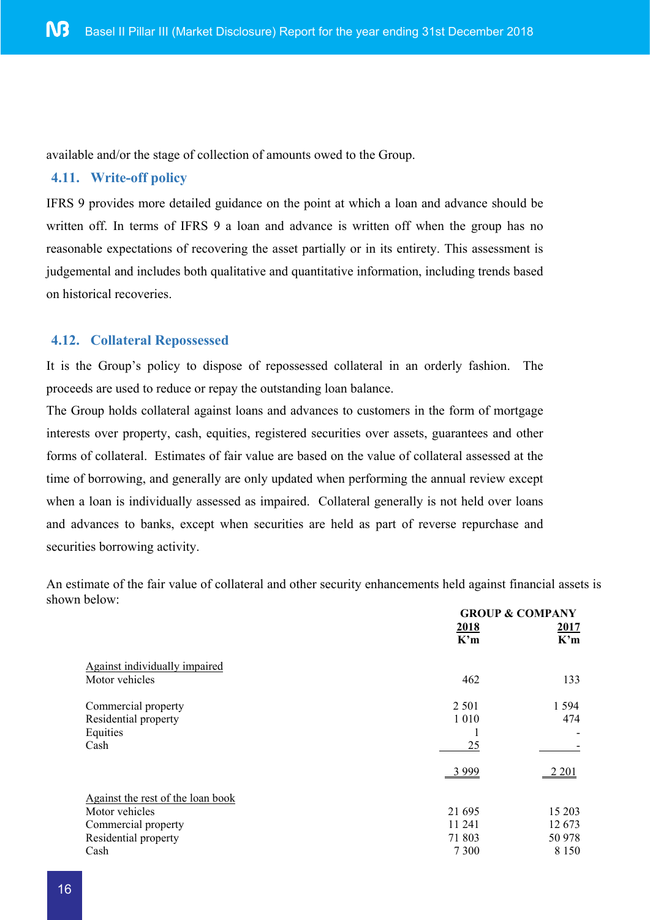available and/or the stage of collection of amounts owed to the Group.

### 4.11. Write-off policy

IFRS 9 provides more detailed guidance on the point at which a loan and advance should be written off. In terms of IFRS 9 a loan and advance is written off when the group has no reasonable expectations of recovering the asset partially or in its entirety. This assessment is judgemental and includes both qualitative and quantitative information, including trends based on historical recoveries.

### 4.12. Collateral Repossessed

It is the Group's policy to dispose of repossessed collateral in an orderly fashion. The proceeds are used to reduce or repay the outstanding loan balance.

The Group holds collateral against loans and advances to customers in the form of mortgage interests over property, cash, equities, registered securities over assets, guarantees and other forms of collateral. Estimates of fair value are based on the value of collateral assessed at the time of borrowing, and generally are only updated when performing the annual review except when a loan is individually assessed as impaired. Collateral generally is not held over loans and advances to banks, except when securities are held as part of reverse repurchase and securities borrowing activity.

An estimate of the fair value of collateral and other security enhancements held against financial assets is shown below:

| | GROUP & COMPANY | |
|---|---|---|
| | **2018** K'm | **2017** K'm |
| Against individually impaired | | |
| Motor vehicles | 462 | 133 |
| Commercial property | 2 501 | 1 594 |
| Residential property | 1 010 | 474 |
| Equities | 1 | - |
| Cash | 25 | - |
| | 3 999 | 2 201 |
| Against the rest of the loan book | | |
| Motor vehicles | 21 695 | 15 203 |
| Commercial property | 11 241 | 12 673 |
| Residential property | 71 803 | 50 978 |
| Cash | 7 300 | 8 150 |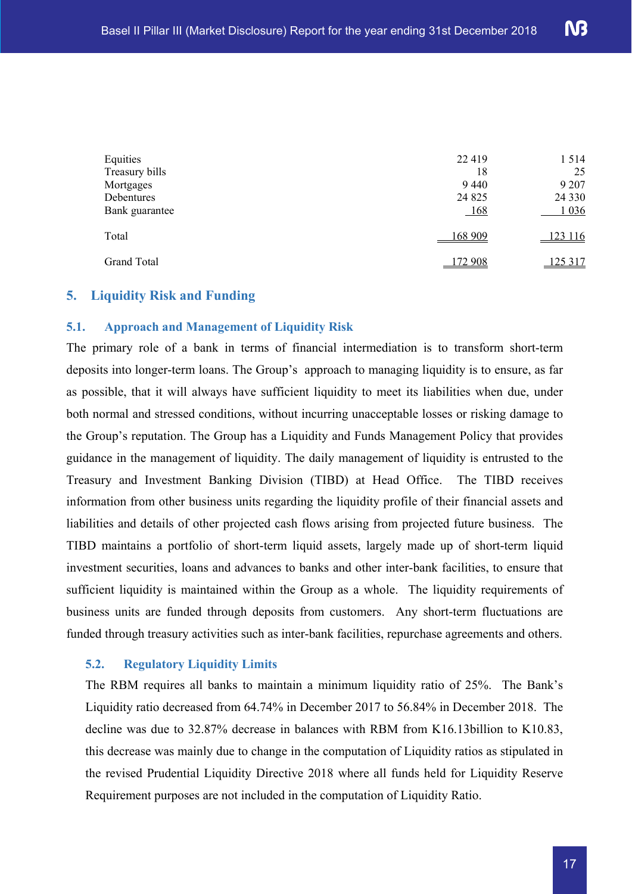| | | |
|---|---|---|
| Equities | 22 419 | 1 514 |
| Treasury bills | 18 | 25 |
| Mortgages | 9 440 | 9 207 |
| Debentures | 24 825 | 24 330 |
| Bank guarantee | 168 | 1 036 |
| Total | 168 909 | 123 116 |
| Grand Total | 172 908 | 125 317 |

## 5. Liquidity Risk and Funding

### 5.1. Approach and Management of Liquidity Risk

The primary role of a bank in terms of financial intermediation is to transform short-term deposits into longer-term loans. The Group's approach to managing liquidity is to ensure, as far as possible, that it will always have sufficient liquidity to meet its liabilities when due, under both normal and stressed conditions, without incurring unacceptable losses or risking damage to the Group's reputation. The Group has a Liquidity and Funds Management Policy that provides guidance in the management of liquidity. The daily management of liquidity is entrusted to the Treasury and Investment Banking Division (TIBD) at Head Office. The TIBD receives information from other business units regarding the liquidity profile of their financial assets and liabilities and details of other projected cash flows arising from projected future business. The TIBD maintains a portfolio of short-term liquid assets, largely made up of short-term liquid investment securities, loans and advances to banks and other inter-bank facilities, to ensure that sufficient liquidity is maintained within the Group as a whole. The liquidity requirements of business units are funded through deposits from customers. Any short-term fluctuations are funded through treasury activities such as inter-bank facilities, repurchase agreements and others.

### 5.2. Regulatory Liquidity Limits

The RBM requires all banks to maintain a minimum liquidity ratio of 25%. The Bank's Liquidity ratio decreased from 64.74% in December 2017 to 56.84% in December 2018. The decline was due to 32.87% decrease in balances with RBM from K16.13billion to K10.83, this decrease was mainly due to change in the computation of Liquidity ratios as stipulated in the revised Prudential Liquidity Directive 2018 where all funds held for Liquidity Reserve Requirement purposes are not included in the computation of Liquidity Ratio.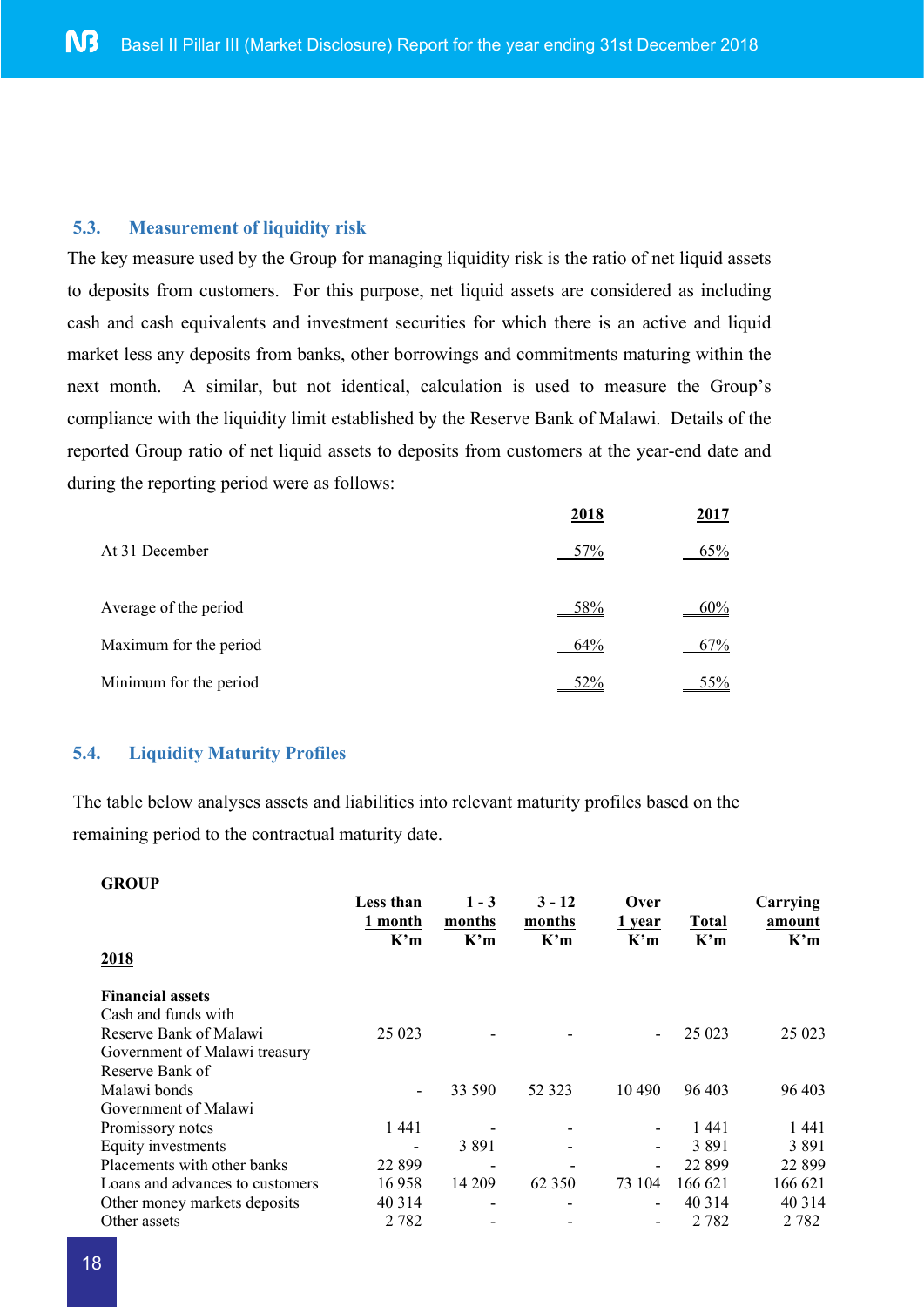### 5.3. Measurement of liquidity risk

The key measure used by the Group for managing liquidity risk is the ratio of net liquid assets to deposits from customers. For this purpose, net liquid assets are considered as including cash and cash equivalents and investment securities for which there is an active and liquid market less any deposits from banks, other borrowings and commitments maturing within the next month. A similar, but not identical, calculation is used to measure the Group's compliance with the liquidity limit established by the Reserve Bank of Malawi. Details of the reported Group ratio of net liquid assets to deposits from customers at the year-end date and during the reporting period were as follows:

| | 2018 | 2017 |
|---|---|---|
| At 31 December | 57% | 65% |
| Average of the period | 58% | 60% |
| Maximum for the period | 64% | 67% |
| Minimum for the period | 52% | 55% |

### 5.4. Liquidity Maturity Profiles

The table below analyses assets and liabilities into relevant maturity profiles based on the remaining period to the contractual maturity date.

**GROUP**

| 2018 | Less than 1 month K'm | 1 - 3 months K'm | 3 - 12 months K'm | Over 1 year K'm | Total K'm | Carrying amount K'm |
|---|---|---|---|---|---|---|
| **Financial assets** | | | | | | |
| Cash and funds with Reserve Bank of Malawi | 25 023 | - | - | - | 25 023 | 25 023 |
| Government of Malawi treasury Reserve Bank of Malawi bonds | - | 33 590 | 52 323 | 10 490 | 96 403 | 96 403 |
| Government of Malawi Promissory notes | 1 441 | - | - | - | 1 441 | 1 441 |
| Equity investments | - | 3 891 | - | - | 3 891 | 3 891 |
| Placements with other banks | 22 899 | - | - | - | 22 899 | 22 899 |
| Loans and advances to customers | 16 958 | 14 209 | 62 350 | 73 104 | 166 621 | 166 621 |
| Other money markets deposits | 40 314 | - | - | - | 40 314 | 40 314 |
| Other assets | 2 782 | - | - | - | 2 782 | 2 782 |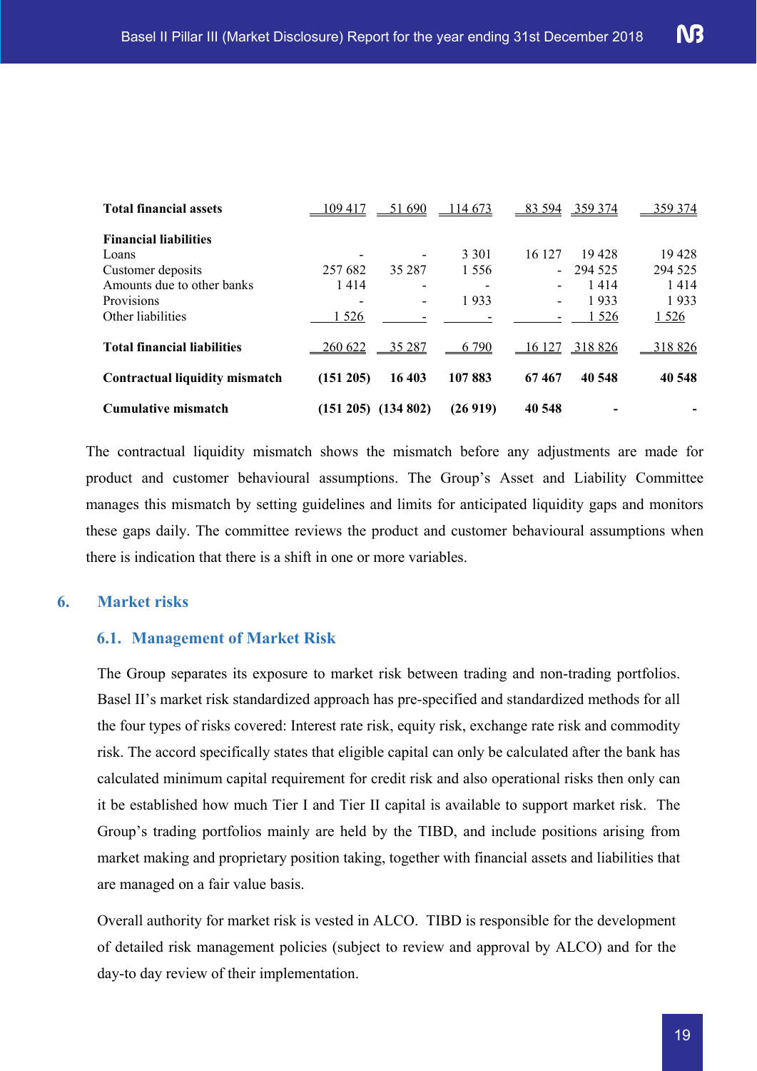| | | | | | | |
|---|---|---|---|---|---|---|
| **Total financial assets** | 109 417 | 51 690 | 114 673 | 83 594 | 359 374 | 359 374 |
| | | | | | | |
| **Financial liabilities** | | | | | | |
| Loans | - | - | 3 301 | 16 127 | 19 428 | 19 428 |
| Customer deposits | 257 682 | 35 287 | 1 556 | - | 294 525 | 294 525 |
| Amounts due to other banks | 1 414 | - | - | - | 1 414 | 1 414 |
| Provisions | - | - | 1 933 | - | 1 933 | 1 933 |
| Other liabilities | 1 526 | - | - | - | 1 526 | 1 526 |
| | | | | | | |
| **Total financial liabilities** | 260 622 | 35 287 | 6 790 | 16 127 | 318 826 | 318 826 |
| | | | | | | |
| **Contractual liquidity mismatch** | **(151 205)** | **16 403** | **107 883** | **67 467** | **40 548** | **40 548** |
| | | | | | | |
| **Cumulative mismatch** | **(151 205)** | **(134 802)** | **(26 919)** | **40 548** | **-** | **-** |

The contractual liquidity mismatch shows the mismatch before any adjustments are made for product and customer behavioural assumptions. The Group's Asset and Liability Committee manages this mismatch by setting guidelines and limits for anticipated liquidity gaps and monitors these gaps daily. The committee reviews the product and customer behavioural assumptions when there is indication that there is a shift in one or more variables.

## 6. Market risks

### 6.1. Management of Market Risk

The Group separates its exposure to market risk between trading and non-trading portfolios. Basel II's market risk standardized approach has pre-specified and standardized methods for all the four types of risks covered: Interest rate risk, equity risk, exchange rate risk and commodity risk. The accord specifically states that eligible capital can only be calculated after the bank has calculated minimum capital requirement for credit risk and also operational risks then only can it be established how much Tier I and Tier II capital is available to support market risk. The Group's trading portfolios mainly are held by the TIBD, and include positions arising from market making and proprietary position taking, together with financial assets and liabilities that are managed on a fair value basis.

Overall authority for market risk is vested in ALCO. TIBD is responsible for the development of detailed risk management policies (subject to review and approval by ALCO) and for the day-to day review of their implementation.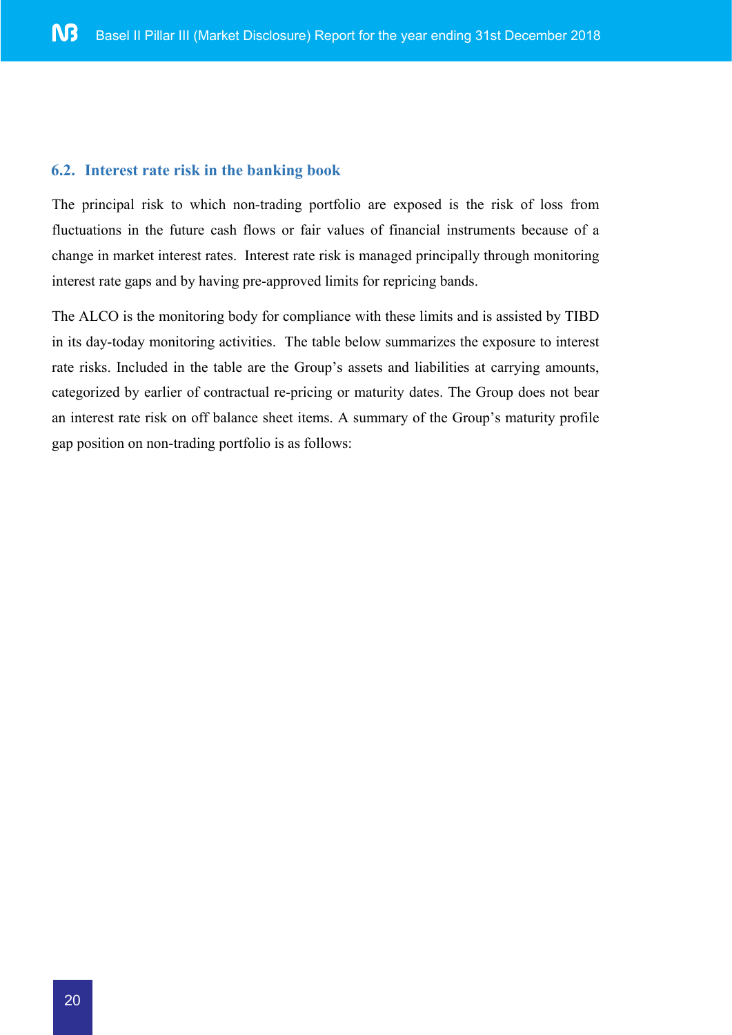## 6.2. Interest rate risk in the banking book

The principal risk to which non-trading portfolio are exposed is the risk of loss from fluctuations in the future cash flows or fair values of financial instruments because of a change in market interest rates. Interest rate risk is managed principally through monitoring interest rate gaps and by having pre-approved limits for repricing bands.

The ALCO is the monitoring body for compliance with these limits and is assisted by TIBD in its day-today monitoring activities. The table below summarizes the exposure to interest rate risks. Included in the table are the Group's assets and liabilities at carrying amounts, categorized by earlier of contractual re-pricing or maturity dates. The Group does not bear an interest rate risk on off balance sheet items. A summary of the Group's maturity profile gap position on non-trading portfolio is as follows: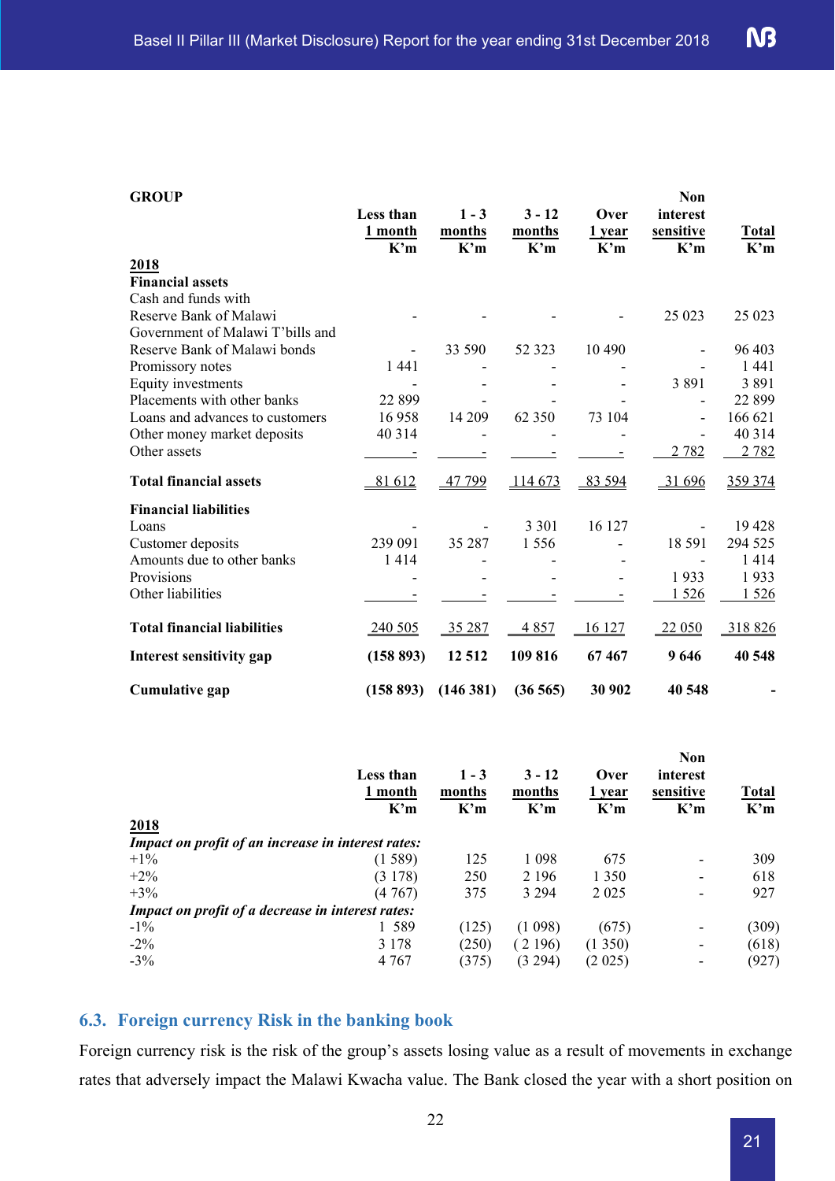**GROUP**

| | Less than 1 month K'm | 1 - 3 months K'm | 3 - 12 months K'm | Over 1 year K'm | Non interest sensitive K'm | Total K'm |
|---|---|---|---|---|---|---|
| **2018** | | | | | | |
| **Financial assets** | | | | | | |
| Cash and funds with Reserve Bank of Malawi | - | - | - | - | 25 023 | 25 023 |
| Government of Malawi T'bills and Reserve Bank of Malawi bonds | - | 33 590 | 52 323 | 10 490 | - | 96 403 |
| Promissory notes | 1 441 | - | - | - | - | 1 441 |
| Equity investments | - | - | - | - | 3 891 | 3 891 |
| Placements with other banks | 22 899 | - | - | - | - | 22 899 |
| Loans and advances to customers | 16 958 | 14 209 | 62 350 | 73 104 | - | 166 621 |
| Other money market deposits | 40 314 | - | - | - | - | 40 314 |
| Other assets | - | - | - | - | 2 782 | 2 782 |
| **Total financial assets** | 81 612 | 47 799 | 114 673 | 83 594 | 31 696 | 359 374 |
| **Financial liabilities** | | | | | | |
| Loans | - | - | 3 301 | 16 127 | - | 19 428 |
| Customer deposits | 239 091 | 35 287 | 1 556 | - | 18 591 | 294 525 |
| Amounts due to other banks | 1 414 | - | - | - | - | 1 414 |
| Provisions | - | - | - | - | 1 933 | 1 933 |
| Other liabilities | - | - | - | - | 1 526 | 1 526 |
| **Total financial liabilities** | 240 505 | 35 287 | 4 857 | 16 127 | 22 050 | 318 826 |
| **Interest sensitivity gap** | **(158 893)** | **12 512** | **109 816** | **67 467** | **9 646** | **40 548** |
| **Cumulative gap** | **(158 893)** | **(146 381)** | **(36 565)** | **30 902** | **40 548** | **-** |

| | Less than 1 month K'm | 1 - 3 months K'm | 3 - 12 months K'm | Over 1 year K'm | Non interest sensitive K'm | Total K'm |
|---|---|---|---|---|---|---|
| **2018** | | | | | | |
| ***Impact on profit of an increase in interest rates:*** | | | | | | |
| +1% | (1 589) | 125 | 1 098 | 675 | - | 309 |
| +2% | (3 178) | 250 | 2 196 | 1 350 | - | 618 |
| +3% | (4 767) | 375 | 3 294 | 2 025 | - | 927 |
| ***Impact on profit of a decrease in interest rates:*** | | | | | | |
| -1% | 1 589 | (125) | (1 098) | (675) | - | (309) |
| -2% | 3 178 | (250) | (2 196) | (1 350) | - | (618) |
| -3% | 4 767 | (375) | (3 294) | (2 025) | - | (927) |

## 6.3. Foreign currency Risk in the banking book

Foreign currency risk is the risk of the group's assets losing value as a result of movements in exchange rates that adversely impact the Malawi Kwacha value. The Bank closed the year with a short position on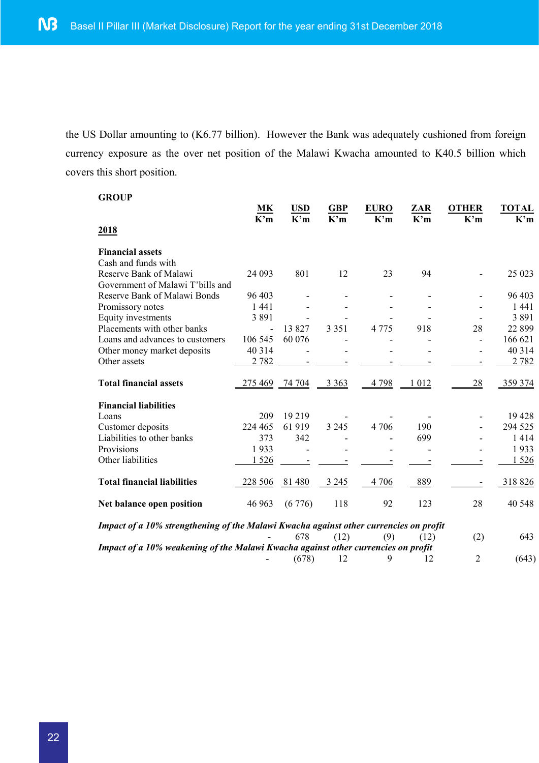the US Dollar amounting to (K6.77 billion). However the Bank was adequately cushioned from foreign currency exposure as the over net position of the Malawi Kwacha amounted to K40.5 billion which covers this short position.

**GROUP**

| **2018** | **MK** K'm | **USD** K'm | **GBP** K'm | **EURO** K'm | **ZAR** K'm | **OTHER** K'm | **TOTAL** K'm |
|---|---|---|---|---|---|---|---|
| **Financial assets** | | | | | | | |
| Cash and funds with Reserve Bank of Malawi | 24 093 | 801 | 12 | 23 | 94 | - | 25 023 |
| Government of Malawi T'bills and Reserve Bank of Malawi Bonds | 96 403 | - | - | - | - | - | 96 403 |
| Promissory notes | 1 441 | - | - | - | - | - | 1 441 |
| Equity investments | 3 891 | - | - | - | - | - | 3 891 |
| Placements with other banks | - | 13 827 | 3 351 | 4 775 | 918 | 28 | 22 899 |
| Loans and advances to customers | 106 545 | 60 076 | - | - | - | - | 166 621 |
| Other money market deposits | 40 314 | - | - | - | - | - | 40 314 |
| Other assets | 2 782 | - | - | - | - | - | 2 782 |
| **Total financial assets** | 275 469 | 74 704 | 3 363 | 4 798 | 1 012 | 28 | 359 374 |
| **Financial liabilities** | | | | | | | |
| Loans | 209 | 19 219 | - | - | - | - | 19 428 |
| Customer deposits | 224 465 | 61 919 | 3 245 | 4 706 | 190 | - | 294 525 |
| Liabilities to other banks | 373 | 342 | - | - | 699 | - | 1 414 |
| Provisions | 1 933 | - | - | - | - | - | 1 933 |
| Other liabilities | 1 526 | - | - | - | - | - | 1 526 |
| **Total financial liabilities** | 228 506 | 81 480 | 3 245 | 4 706 | 889 | - | 318 826 |
| **Net balance open position** | 46 963 | (6 776) | 118 | 92 | 123 | 28 | 40 548 |
| ***Impact of a 10% strengthening of the Malawi Kwacha against other currencies on profit*** | - | 678 | (12) | (9) | (12) | (2) | 643 |
| ***Impact of a 10% weakening of the Malawi Kwacha against other currencies on profit*** | - | (678) | 12 | 9 | 12 | 2 | (643) |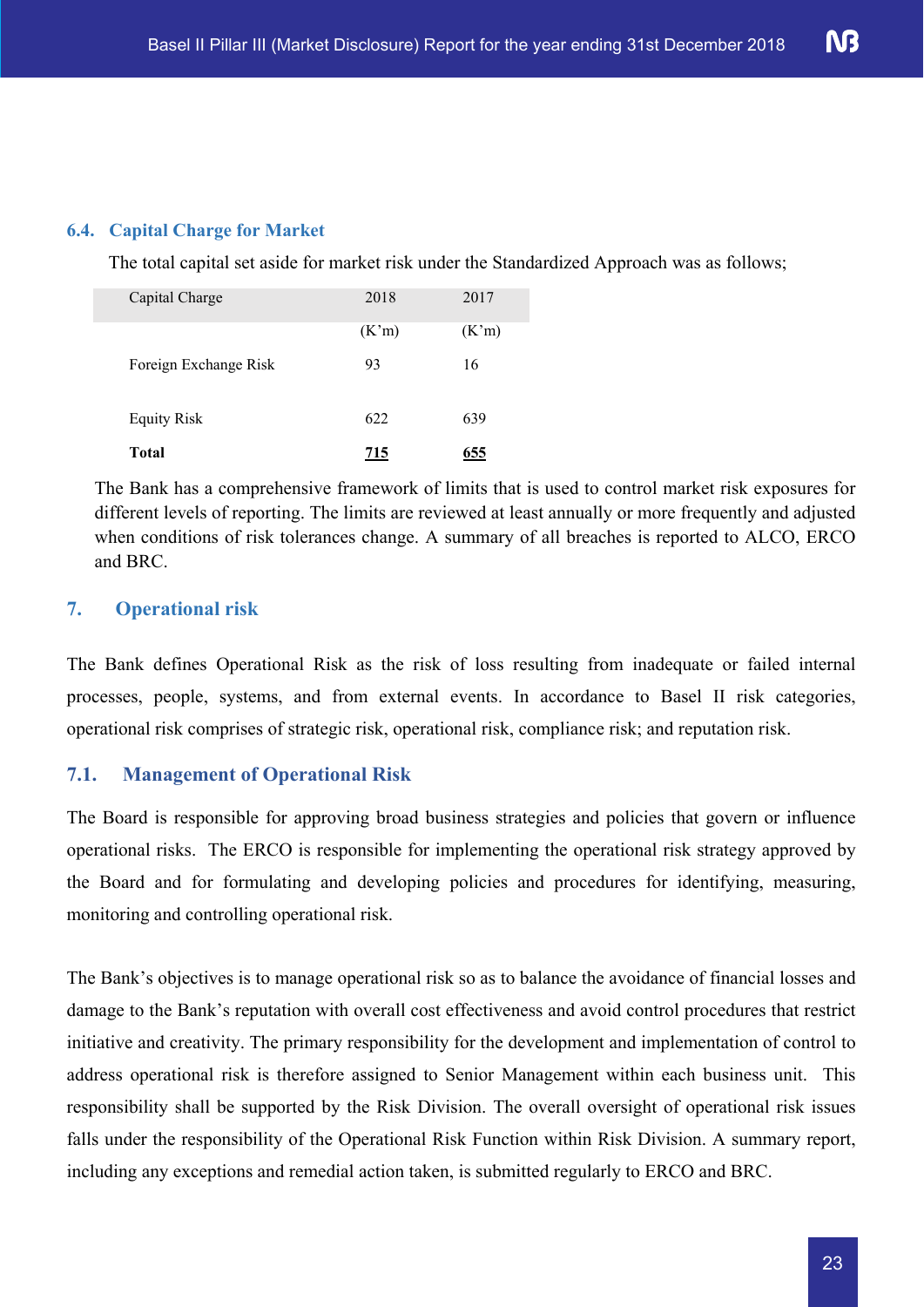### 6.4. Capital Charge for Market

The total capital set aside for market risk under the Standardized Approach was as follows;

| Capital Charge | 2018 | 2017 |
|---|---|---|
| | (K'm) | (K'm) |
| Foreign Exchange Risk | 93 | 16 |
| Equity Risk | 622 | 639 |
| **Total** | **715** | **655** |

The Bank has a comprehensive framework of limits that is used to control market risk exposures for different levels of reporting. The limits are reviewed at least annually or more frequently and adjusted when conditions of risk tolerances change. A summary of all breaches is reported to ALCO, ERCO and BRC.

## 7. Operational risk

The Bank defines Operational Risk as the risk of loss resulting from inadequate or failed internal processes, people, systems, and from external events. In accordance to Basel II risk categories, operational risk comprises of strategic risk, operational risk, compliance risk; and reputation risk.

### 7.1. Management of Operational Risk

The Board is responsible for approving broad business strategies and policies that govern or influence operational risks. The ERCO is responsible for implementing the operational risk strategy approved by the Board and for formulating and developing policies and procedures for identifying, measuring, monitoring and controlling operational risk.

The Bank's objectives is to manage operational risk so as to balance the avoidance of financial losses and damage to the Bank's reputation with overall cost effectiveness and avoid control procedures that restrict initiative and creativity. The primary responsibility for the development and implementation of control to address operational risk is therefore assigned to Senior Management within each business unit. This responsibility shall be supported by the Risk Division. The overall oversight of operational risk issues falls under the responsibility of the Operational Risk Function within Risk Division. A summary report, including any exceptions and remedial action taken, is submitted regularly to ERCO and BRC.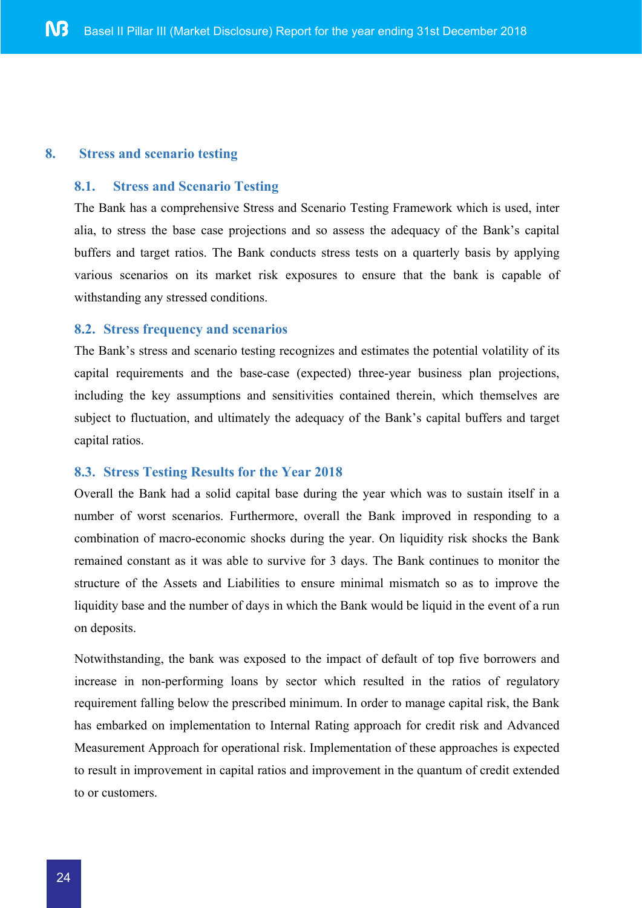## 8. Stress and scenario testing

### 8.1. Stress and Scenario Testing

The Bank has a comprehensive Stress and Scenario Testing Framework which is used, inter alia, to stress the base case projections and so assess the adequacy of the Bank's capital buffers and target ratios. The Bank conducts stress tests on a quarterly basis by applying various scenarios on its market risk exposures to ensure that the bank is capable of withstanding any stressed conditions.

### 8.2. Stress frequency and scenarios

The Bank's stress and scenario testing recognizes and estimates the potential volatility of its capital requirements and the base-case (expected) three-year business plan projections, including the key assumptions and sensitivities contained therein, which themselves are subject to fluctuation, and ultimately the adequacy of the Bank's capital buffers and target capital ratios.

### 8.3. Stress Testing Results for the Year 2018

Overall the Bank had a solid capital base during the year which was to sustain itself in a number of worst scenarios. Furthermore, overall the Bank improved in responding to a combination of macro-economic shocks during the year. On liquidity risk shocks the Bank remained constant as it was able to survive for 3 days. The Bank continues to monitor the structure of the Assets and Liabilities to ensure minimal mismatch so as to improve the liquidity base and the number of days in which the Bank would be liquid in the event of a run on deposits.

Notwithstanding, the bank was exposed to the impact of default of top five borrowers and increase in non-performing loans by sector which resulted in the ratios of regulatory requirement falling below the prescribed minimum. In order to manage capital risk, the Bank has embarked on implementation to Internal Rating approach for credit risk and Advanced Measurement Approach for operational risk. Implementation of these approaches is expected to result in improvement in capital ratios and improvement in the quantum of credit extended to or customers.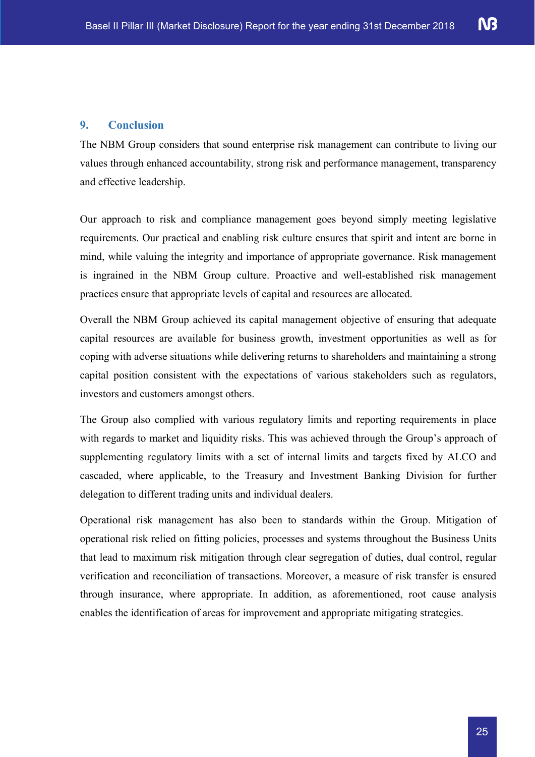## 9. Conclusion

The NBM Group considers that sound enterprise risk management can contribute to living our values through enhanced accountability, strong risk and performance management, transparency and effective leadership.

Our approach to risk and compliance management goes beyond simply meeting legislative requirements. Our practical and enabling risk culture ensures that spirit and intent are borne in mind, while valuing the integrity and importance of appropriate governance. Risk management is ingrained in the NBM Group culture. Proactive and well-established risk management practices ensure that appropriate levels of capital and resources are allocated.

Overall the NBM Group achieved its capital management objective of ensuring that adequate capital resources are available for business growth, investment opportunities as well as for coping with adverse situations while delivering returns to shareholders and maintaining a strong capital position consistent with the expectations of various stakeholders such as regulators, investors and customers amongst others.

The Group also complied with various regulatory limits and reporting requirements in place with regards to market and liquidity risks. This was achieved through the Group's approach of supplementing regulatory limits with a set of internal limits and targets fixed by ALCO and cascaded, where applicable, to the Treasury and Investment Banking Division for further delegation to different trading units and individual dealers.

Operational risk management has also been to standards within the Group. Mitigation of operational risk relied on fitting policies, processes and systems throughout the Business Units that lead to maximum risk mitigation through clear segregation of duties, dual control, regular verification and reconciliation of transactions. Moreover, a measure of risk transfer is ensured through insurance, where appropriate. In addition, as aforementioned, root cause analysis enables the identification of areas for improvement and appropriate mitigating strategies.